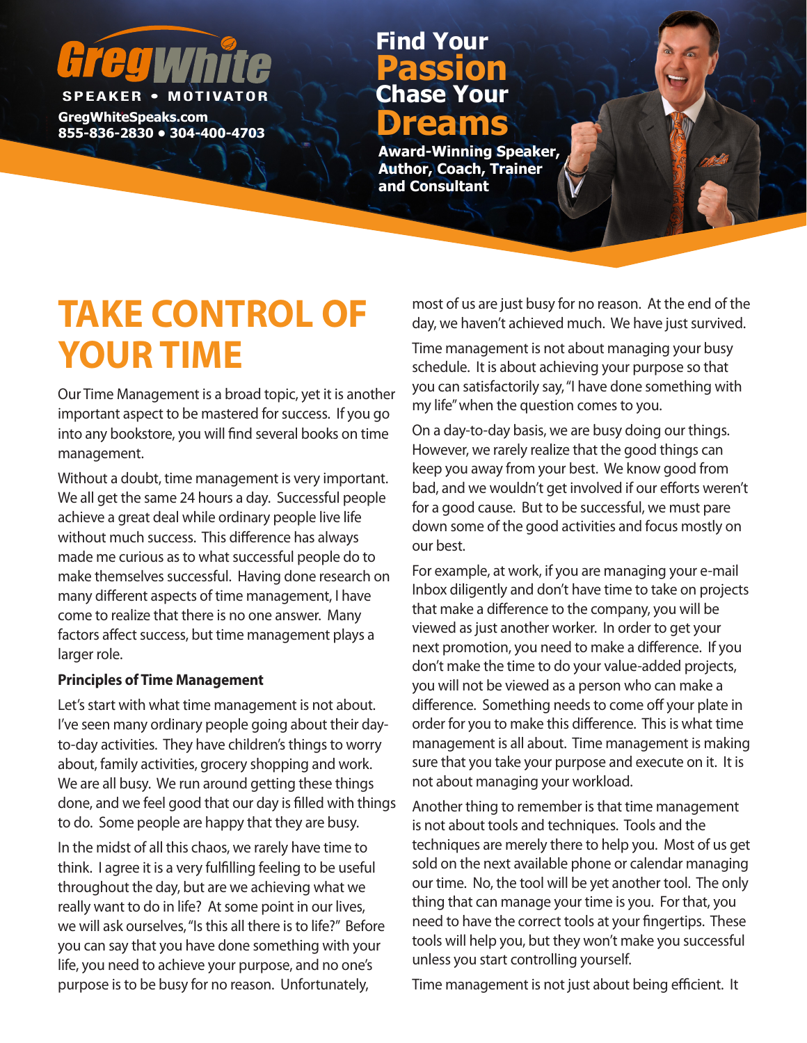**Greg White**
SPEAKER • MOTIVATOR
GregWhiteSpeaks.com
855-836-2830 • 304-400-4703

**Find Your Passion Chase Your Dreams**

**Award-Winning Speaker, Author, Coach, Trainer and Consultant**

# TAKE CONTROL OF YOUR TIME

Our Time Management is a broad topic, yet it is another important aspect to be mastered for success. If you go into any bookstore, you will find several books on time management.

Without a doubt, time management is very important. We all get the same 24 hours a day. Successful people achieve a great deal while ordinary people live life without much success. This difference has always made me curious as to what successful people do to make themselves successful. Having done research on many different aspects of time management, I have come to realize that there is no one answer. Many factors affect success, but time management plays a larger role.

**Principles of Time Management**

Let's start with what time management is not about. I've seen many ordinary people going about their day-to-day activities. They have children's things to worry about, family activities, grocery shopping and work. We are all busy. We run around getting these things done, and we feel good that our day is filled with things to do. Some people are happy that they are busy.

In the midst of all this chaos, we rarely have time to think. I agree it is a very fulfilling feeling to be useful throughout the day, but are we achieving what we really want to do in life? At some point in our lives, we will ask ourselves, "Is this all there is to life?" Before you can say that you have done something with your life, you need to achieve your purpose, and no one's purpose is to be busy for no reason. Unfortunately, most of us are just busy for no reason. At the end of the day, we haven't achieved much. We have just survived.

Time management is not about managing your busy schedule. It is about achieving your purpose so that you can satisfactorily say, "I have done something with my life" when the question comes to you.

On a day-to-day basis, we are busy doing our things. However, we rarely realize that the good things can keep you away from your best. We know good from bad, and we wouldn't get involved if our efforts weren't for a good cause. But to be successful, we must pare down some of the good activities and focus mostly on our best.

For example, at work, if you are managing your e-mail Inbox diligently and don't have time to take on projects that make a difference to the company, you will be viewed as just another worker. In order to get your next promotion, you need to make a difference. If you don't make the time to do your value-added projects, you will not be viewed as a person who can make a difference. Something needs to come off your plate in order for you to make this difference. This is what time management is all about. Time management is making sure that you take your purpose and execute on it. It is not about managing your workload.

Another thing to remember is that time management is not about tools and techniques. Tools and the techniques are merely there to help you. Most of us get sold on the next available phone or calendar managing our time. No, the tool will be yet another tool. The only thing that can manage your time is you. For that, you need to have the correct tools at your fingertips. These tools will help you, but they won't make you successful unless you start controlling yourself.

Time management is not just about being efficient. It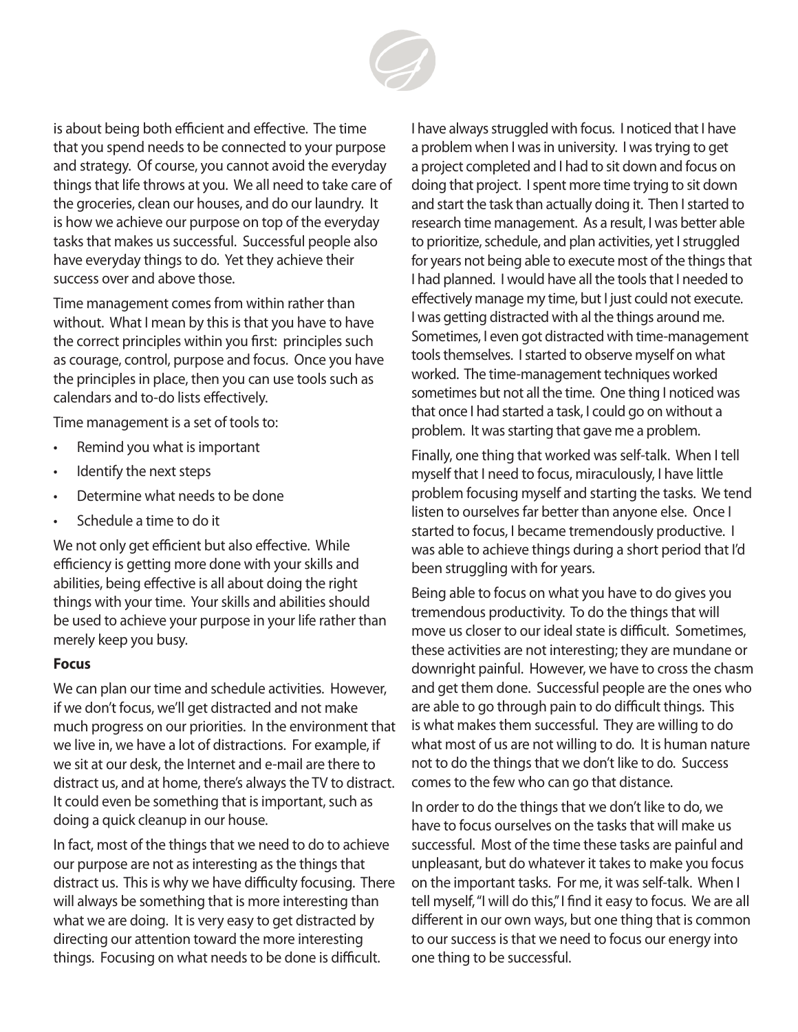is about being both efficient and effective. The time that you spend needs to be connected to your purpose and strategy. Of course, you cannot avoid the everyday things that life throws at you. We all need to take care of the groceries, clean our houses, and do our laundry. It is how we achieve our purpose on top of the everyday tasks that makes us successful. Successful people also have everyday things to do. Yet they achieve their success over and above those.

Time management comes from within rather than without. What I mean by this is that you have to have the correct principles within you first: principles such as courage, control, purpose and focus. Once you have the principles in place, then you can use tools such as calendars and to-do lists effectively.

Time management is a set of tools to:

- Remind you what is important
- Identify the next steps
- Determine what needs to be done
- Schedule a time to do it

We not only get efficient but also effective. While efficiency is getting more done with your skills and abilities, being effective is all about doing the right things with your time. Your skills and abilities should be used to achieve your purpose in your life rather than merely keep you busy.

**Focus**

We can plan our time and schedule activities. However, if we don't focus, we'll get distracted and not make much progress on our priorities. In the environment that we live in, we have a lot of distractions. For example, if we sit at our desk, the Internet and e-mail are there to distract us, and at home, there's always the TV to distract. It could even be something that is important, such as doing a quick cleanup in our house.

In fact, most of the things that we need to do to achieve our purpose are not as interesting as the things that distract us. This is why we have difficulty focusing. There will always be something that is more interesting than what we are doing. It is very easy to get distracted by directing our attention toward the more interesting things. Focusing on what needs to be done is difficult.

I have always struggled with focus. I noticed that I have a problem when I was in university. I was trying to get a project completed and I had to sit down and focus on doing that project. I spent more time trying to sit down and start the task than actually doing it. Then I started to research time management. As a result, I was better able to prioritize, schedule, and plan activities, yet I struggled for years not being able to execute most of the things that I had planned. I would have all the tools that I needed to effectively manage my time, but I just could not execute. I was getting distracted with al the things around me. Sometimes, I even got distracted with time-management tools themselves. I started to observe myself on what worked. The time-management techniques worked sometimes but not all the time. One thing I noticed was that once I had started a task, I could go on without a problem. It was starting that gave me a problem.

Finally, one thing that worked was self-talk. When I tell myself that I need to focus, miraculously, I have little problem focusing myself and starting the tasks. We tend listen to ourselves far better than anyone else. Once I started to focus, I became tremendously productive. I was able to achieve things during a short period that I'd been struggling with for years.

Being able to focus on what you have to do gives you tremendous productivity. To do the things that will move us closer to our ideal state is difficult. Sometimes, these activities are not interesting; they are mundane or downright painful. However, we have to cross the chasm and get them done. Successful people are the ones who are able to go through pain to do difficult things. This is what makes them successful. They are willing to do what most of us are not willing to do. It is human nature not to do the things that we don't like to do. Success comes to the few who can go that distance.

In order to do the things that we don't like to do, we have to focus ourselves on the tasks that will make us successful. Most of the time these tasks are painful and unpleasant, but do whatever it takes to make you focus on the important tasks. For me, it was self-talk. When I tell myself, "I will do this," I find it easy to focus. We are all different in our own ways, but one thing that is common to our success is that we need to focus our energy into one thing to be successful.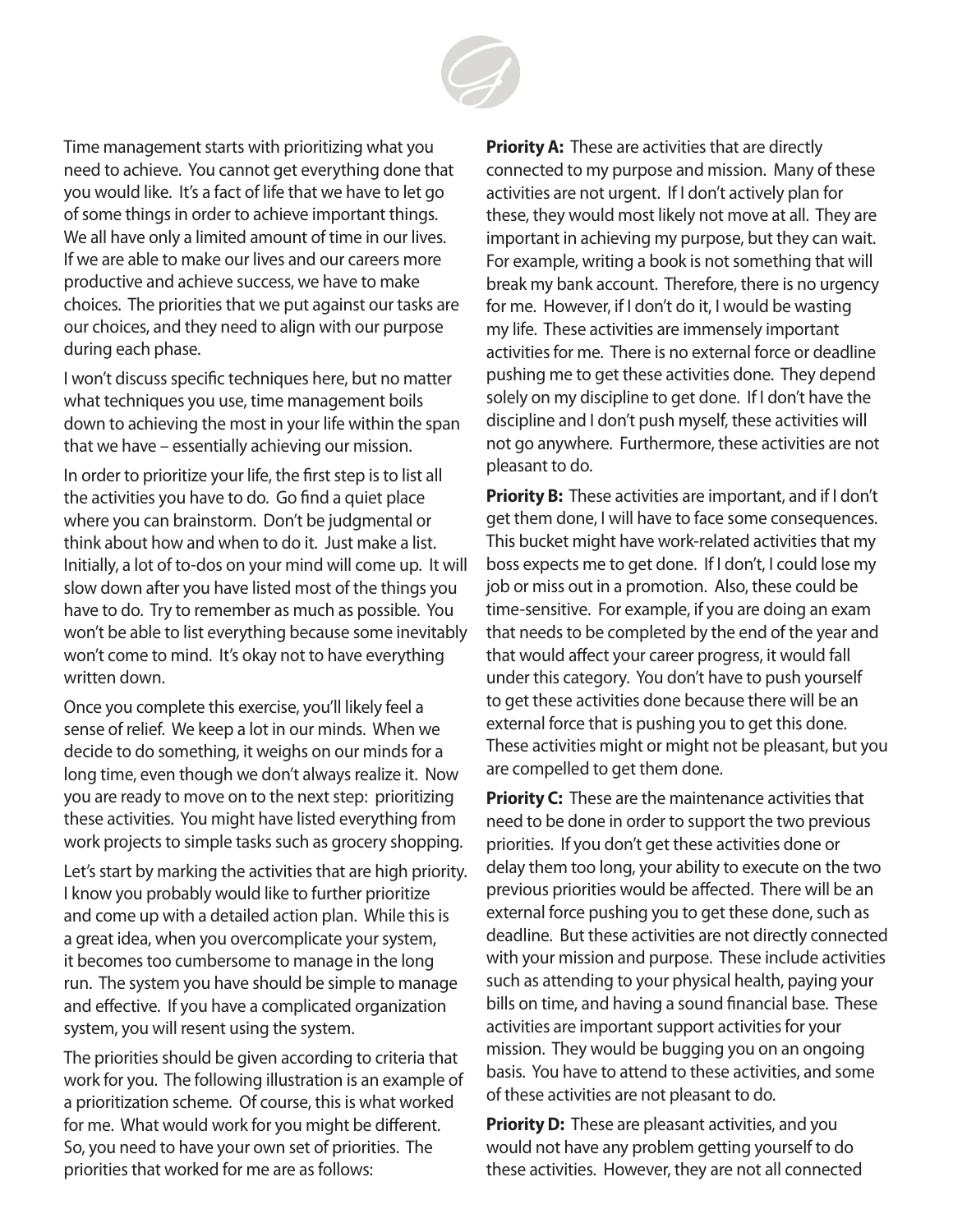Time management starts with prioritizing what you need to achieve. You cannot get everything done that you would like. It's a fact of life that we have to let go of some things in order to achieve important things. We all have only a limited amount of time in our lives. If we are able to make our lives and our careers more productive and achieve success, we have to make choices. The priorities that we put against our tasks are our choices, and they need to align with our purpose during each phase.

I won't discuss specific techniques here, but no matter what techniques you use, time management boils down to achieving the most in your life within the span that we have – essentially achieving our mission.

In order to prioritize your life, the first step is to list all the activities you have to do. Go find a quiet place where you can brainstorm. Don't be judgmental or think about how and when to do it. Just make a list. Initially, a lot of to-dos on your mind will come up. It will slow down after you have listed most of the things you have to do. Try to remember as much as possible. You won't be able to list everything because some inevitably won't come to mind. It's okay not to have everything written down.

Once you complete this exercise, you'll likely feel a sense of relief. We keep a lot in our minds. When we decide to do something, it weighs on our minds for a long time, even though we don't always realize it. Now you are ready to move on to the next step: prioritizing these activities. You might have listed everything from work projects to simple tasks such as grocery shopping.

Let's start by marking the activities that are high priority. I know you probably would like to further prioritize and come up with a detailed action plan. While this is a great idea, when you overcomplicate your system, it becomes too cumbersome to manage in the long run. The system you have should be simple to manage and effective. If you have a complicated organization system, you will resent using the system.

The priorities should be given according to criteria that work for you. The following illustration is an example of a prioritization scheme. Of course, this is what worked for me. What would work for you might be different. So, you need to have your own set of priorities. The priorities that worked for me are as follows:

**Priority A:** These are activities that are directly connected to my purpose and mission. Many of these activities are not urgent. If I don't actively plan for these, they would most likely not move at all. They are important in achieving my purpose, but they can wait. For example, writing a book is not something that will break my bank account. Therefore, there is no urgency for me. However, if I don't do it, I would be wasting my life. These activities are immensely important activities for me. There is no external force or deadline pushing me to get these activities done. They depend solely on my discipline to get done. If I don't have the discipline and I don't push myself, these activities will not go anywhere. Furthermore, these activities are not pleasant to do.

**Priority B:** These activities are important, and if I don't get them done, I will have to face some consequences. This bucket might have work-related activities that my boss expects me to get done. If I don't, I could lose my job or miss out in a promotion. Also, these could be time-sensitive. For example, if you are doing an exam that needs to be completed by the end of the year and that would affect your career progress, it would fall under this category. You don't have to push yourself to get these activities done because there will be an external force that is pushing you to get this done. These activities might or might not be pleasant, but you are compelled to get them done.

**Priority C:** These are the maintenance activities that need to be done in order to support the two previous priorities. If you don't get these activities done or delay them too long, your ability to execute on the two previous priorities would be affected. There will be an external force pushing you to get these done, such as deadline. But these activities are not directly connected with your mission and purpose. These include activities such as attending to your physical health, paying your bills on time, and having a sound financial base. These activities are important support activities for your mission. They would be bugging you on an ongoing basis. You have to attend to these activities, and some of these activities are not pleasant to do.

**Priority D:** These are pleasant activities, and you would not have any problem getting yourself to do these activities. However, they are not all connected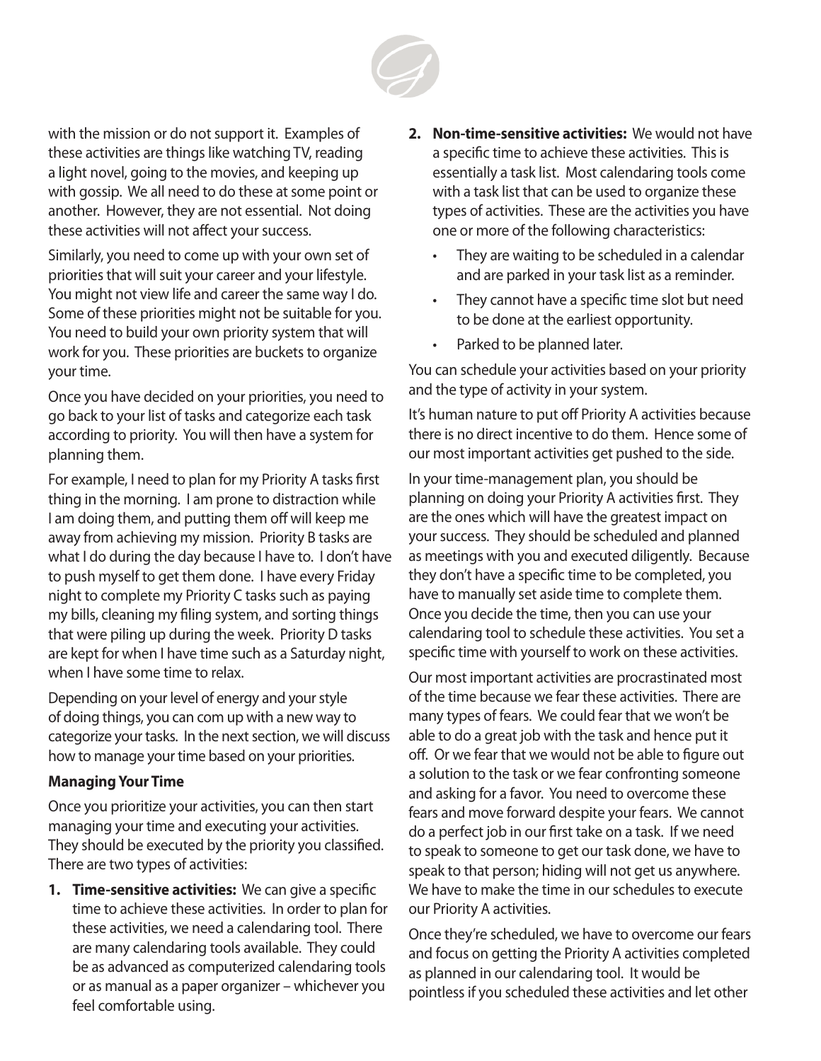with the mission or do not support it. Examples of these activities are things like watching TV, reading a light novel, going to the movies, and keeping up with gossip. We all need to do these at some point or another. However, they are not essential. Not doing these activities will not affect your success.

Similarly, you need to come up with your own set of priorities that will suit your career and your lifestyle. You might not view life and career the same way I do. Some of these priorities might not be suitable for you. You need to build your own priority system that will work for you. These priorities are buckets to organize your time.

Once you have decided on your priorities, you need to go back to your list of tasks and categorize each task according to priority. You will then have a system for planning them.

For example, I need to plan for my Priority A tasks first thing in the morning. I am prone to distraction while I am doing them, and putting them off will keep me away from achieving my mission. Priority B tasks are what I do during the day because I have to. I don't have to push myself to get them done. I have every Friday night to complete my Priority C tasks such as paying my bills, cleaning my filing system, and sorting things that were piling up during the week. Priority D tasks are kept for when I have time such as a Saturday night, when I have some time to relax.

Depending on your level of energy and your style of doing things, you can com up with a new way to categorize your tasks. In the next section, we will discuss how to manage your time based on your priorities.

**Managing Your Time**

Once you prioritize your activities, you can then start managing your time and executing your activities. They should be executed by the priority you classified. There are two types of activities:

1. **Time-sensitive activities:** We can give a specific time to achieve these activities. In order to plan for these activities, we need a calendaring tool. There are many calendaring tools available. They could be as advanced as computerized calendaring tools or as manual as a paper organizer – whichever you feel comfortable using.
2. **Non-time-sensitive activities:** We would not have a specific time to achieve these activities. This is essentially a task list. Most calendaring tools come with a task list that can be used to organize these types of activities. These are the activities you have one or more of the following characteristics:
   - They are waiting to be scheduled in a calendar and are parked in your task list as a reminder.
   - They cannot have a specific time slot but need to be done at the earliest opportunity.
   - Parked to be planned later.

You can schedule your activities based on your priority and the type of activity in your system.

It's human nature to put off Priority A activities because there is no direct incentive to do them. Hence some of our most important activities get pushed to the side.

In your time-management plan, you should be planning on doing your Priority A activities first. They are the ones which will have the greatest impact on your success. They should be scheduled and planned as meetings with you and executed diligently. Because they don't have a specific time to be completed, you have to manually set aside time to complete them. Once you decide the time, then you can use your calendaring tool to schedule these activities. You set a specific time with yourself to work on these activities.

Our most important activities are procrastinated most of the time because we fear these activities. There are many types of fears. We could fear that we won't be able to do a great job with the task and hence put it off. Or we fear that we would not be able to figure out a solution to the task or we fear confronting someone and asking for a favor. You need to overcome these fears and move forward despite your fears. We cannot do a perfect job in our first take on a task. If we need to speak to someone to get our task done, we have to speak to that person; hiding will not get us anywhere. We have to make the time in our schedules to execute our Priority A activities.

Once they're scheduled, we have to overcome our fears and focus on getting the Priority A activities completed as planned in our calendaring tool. It would be pointless if you scheduled these activities and let other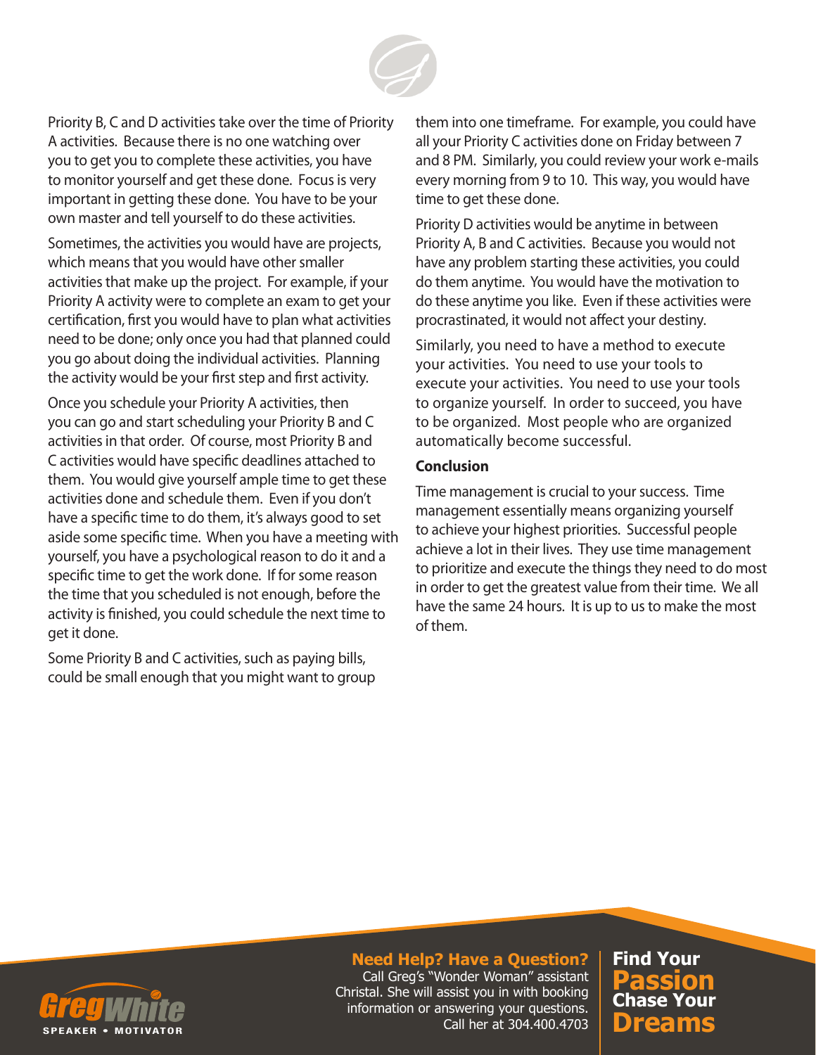Priority B, C and D activities take over the time of Priority A activities. Because there is no one watching over you to get you to complete these activities, you have to monitor yourself and get these done. Focus is very important in getting these done. You have to be your own master and tell yourself to do these activities.

Sometimes, the activities you would have are projects, which means that you would have other smaller activities that make up the project. For example, if your Priority A activity were to complete an exam to get your certification, first you would have to plan what activities need to be done; only once you had that planned could you go about doing the individual activities. Planning the activity would be your first step and first activity.

Once you schedule your Priority A activities, then you can go and start scheduling your Priority B and C activities in that order. Of course, most Priority B and C activities would have specific deadlines attached to them. You would give yourself ample time to get these activities done and schedule them. Even if you don't have a specific time to do them, it's always good to set aside some specific time. When you have a meeting with yourself, you have a psychological reason to do it and a specific time to get the work done. If for some reason the time that you scheduled is not enough, before the activity is finished, you could schedule the next time to get it done.

Some Priority B and C activities, such as paying bills, could be small enough that you might want to group them into one timeframe. For example, you could have all your Priority C activities done on Friday between 7 and 8 PM. Similarly, you could review your work e-mails every morning from 9 to 10. This way, you would have time to get these done.

Priority D activities would be anytime in between Priority A, B and C activities. Because you would not have any problem starting these activities, you could do them anytime. You would have the motivation to do these anytime you like. Even if these activities were procrastinated, it would not affect your destiny.

Similarly, you need to have a method to execute your activities. You need to use your tools to execute your activities. You need to use your tools to organize yourself. In order to succeed, you have to be organized. Most people who are organized automatically become successful.

**Conclusion**

Time management is crucial to your success. Time management essentially means organizing yourself to achieve your highest priorities. Successful people achieve a lot in their lives. They use time management to prioritize and execute the things they need to do most in order to get the greatest value from their time. We all have the same 24 hours. It is up to us to make the most of them.

**Need Help? Have a Question?**
Call Greg's "Wonder Woman" assistant Christal. She will assist you in with booking information or answering your questions. Call her at 304.400.4703

Greg White
SPEAKER • MOTIVATOR

**Find Your Passion Chase Your Dreams**